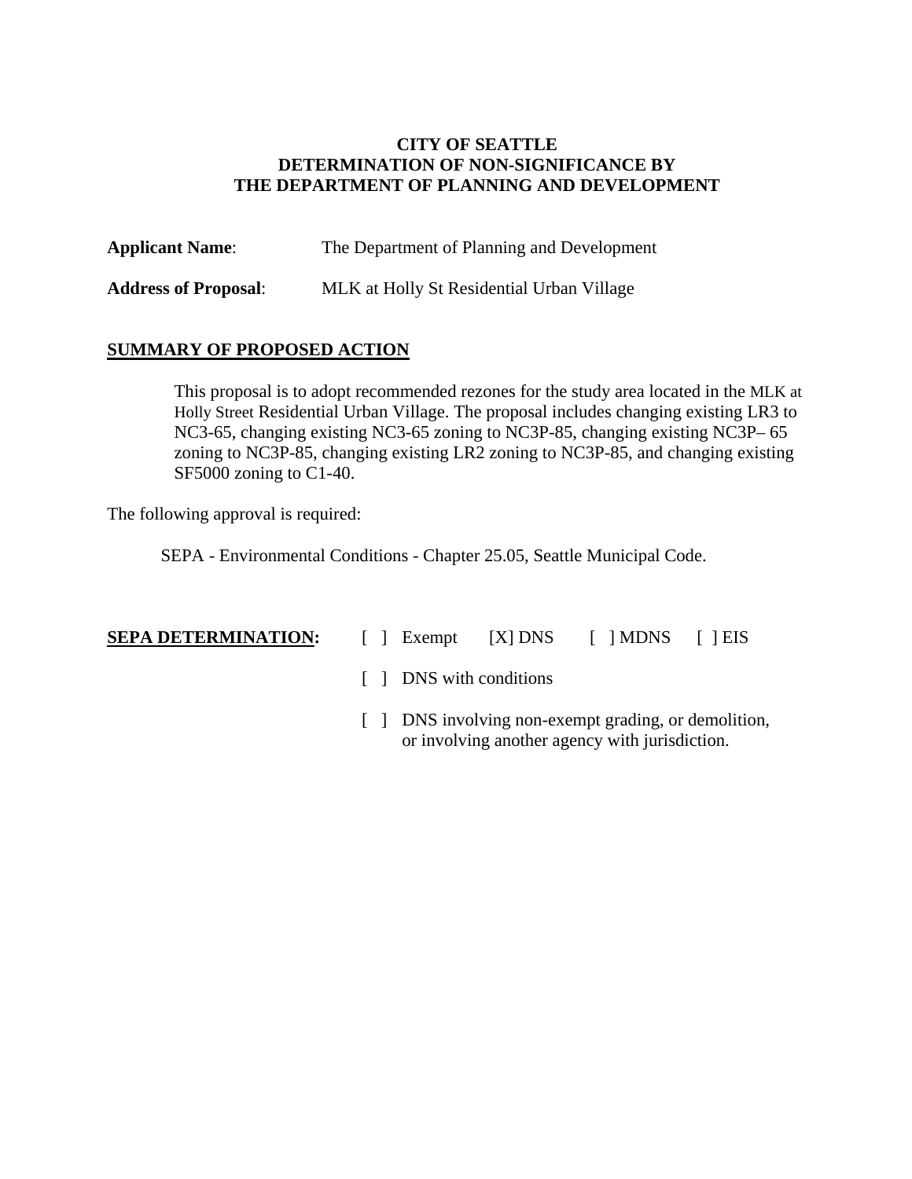# CITY OF SEATTLE
# DETERMINATION OF NON-SIGNIFICANCE BY THE DEPARTMENT OF PLANNING AND DEVELOPMENT

**Applicant Name**: The Department of Planning and Development

**Address of Proposal**: MLK at Holly St Residential Urban Village

## SUMMARY OF PROPOSED ACTION

This proposal is to adopt recommended rezones for the study area located in the MLK at Holly Street Residential Urban Village. The proposal includes changing existing LR3 to NC3-65, changing existing NC3-65 zoning to NC3P-85, changing existing NC3P– 65 zoning to NC3P-85, changing existing LR2 zoning to NC3P-85, and changing existing SF5000 zoning to C1-40.

The following approval is required:

SEPA - Environmental Conditions - Chapter 25.05, Seattle Municipal Code.

**SEPA DETERMINATION:** [ ] Exempt [X] DNS [ ] MDNS [ ] EIS

[ ] DNS with conditions

[ ] DNS involving non-exempt grading, or demolition, or involving another agency with jurisdiction.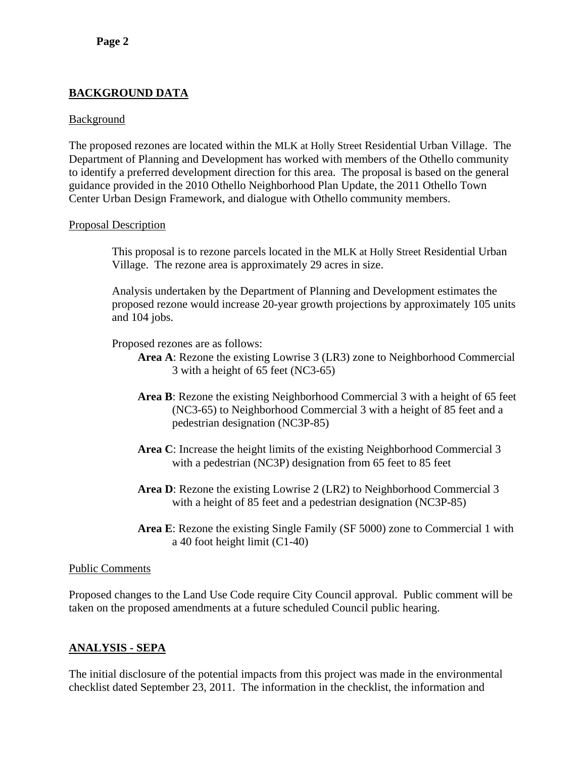## BACKGROUND DATA

Background

The proposed rezones are located within the MLK at Holly Street Residential Urban Village. The Department of Planning and Development has worked with members of the Othello community to identify a preferred development direction for this area. The proposal is based on the general guidance provided in the 2010 Othello Neighborhood Plan Update, the 2011 Othello Town Center Urban Design Framework, and dialogue with Othello community members.

Proposal Description

This proposal is to rezone parcels located in the MLK at Holly Street Residential Urban Village. The rezone area is approximately 29 acres in size.

Analysis undertaken by the Department of Planning and Development estimates the proposed rezone would increase 20-year growth projections by approximately 105 units and 104 jobs.

Proposed rezones are as follows:

- **Area A**: Rezone the existing Lowrise 3 (LR3) zone to Neighborhood Commercial 3 with a height of 65 feet (NC3-65)
- **Area B**: Rezone the existing Neighborhood Commercial 3 with a height of 65 feet (NC3-65) to Neighborhood Commercial 3 with a height of 85 feet and a pedestrian designation (NC3P-85)
- **Area C**: Increase the height limits of the existing Neighborhood Commercial 3 with a pedestrian (NC3P) designation from 65 feet to 85 feet
- **Area D**: Rezone the existing Lowrise 2 (LR2) to Neighborhood Commercial 3 with a height of 85 feet and a pedestrian designation (NC3P-85)
- **Area E**: Rezone the existing Single Family (SF 5000) zone to Commercial 1 with a 40 foot height limit (C1-40)

Public Comments

Proposed changes to the Land Use Code require City Council approval. Public comment will be taken on the proposed amendments at a future scheduled Council public hearing.

## ANALYSIS - SEPA

The initial disclosure of the potential impacts from this project was made in the environmental checklist dated September 23, 2011. The information in the checklist, the information and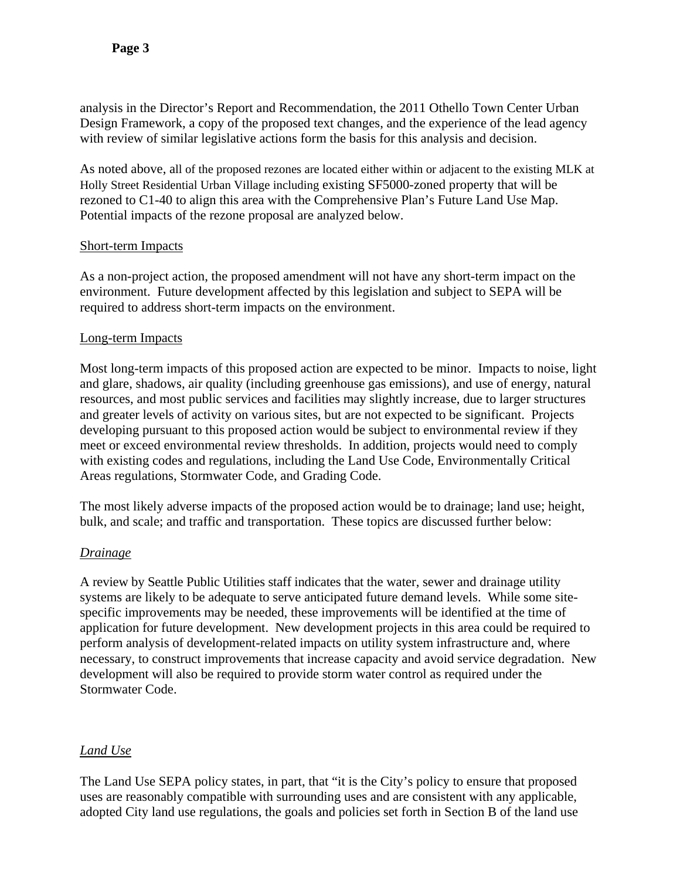analysis in the Director's Report and Recommendation, the 2011 Othello Town Center Urban Design Framework, a copy of the proposed text changes, and the experience of the lead agency with review of similar legislative actions form the basis for this analysis and decision.

As noted above, all of the proposed rezones are located either within or adjacent to the existing MLK at Holly Street Residential Urban Village including existing SF5000-zoned property that will be rezoned to C1-40 to align this area with the Comprehensive Plan's Future Land Use Map. Potential impacts of the rezone proposal are analyzed below.

Short-term Impacts

As a non-project action, the proposed amendment will not have any short-term impact on the environment. Future development affected by this legislation and subject to SEPA will be required to address short-term impacts on the environment.

Long-term Impacts

Most long-term impacts of this proposed action are expected to be minor. Impacts to noise, light and glare, shadows, air quality (including greenhouse gas emissions), and use of energy, natural resources, and most public services and facilities may slightly increase, due to larger structures and greater levels of activity on various sites, but are not expected to be significant. Projects developing pursuant to this proposed action would be subject to environmental review if they meet or exceed environmental review thresholds. In addition, projects would need to comply with existing codes and regulations, including the Land Use Code, Environmentally Critical Areas regulations, Stormwater Code, and Grading Code.

The most likely adverse impacts of the proposed action would be to drainage; land use; height, bulk, and scale; and traffic and transportation. These topics are discussed further below:

*Drainage*

A review by Seattle Public Utilities staff indicates that the water, sewer and drainage utility systems are likely to be adequate to serve anticipated future demand levels. While some site-specific improvements may be needed, these improvements will be identified at the time of application for future development. New development projects in this area could be required to perform analysis of development-related impacts on utility system infrastructure and, where necessary, to construct improvements that increase capacity and avoid service degradation. New development will also be required to provide storm water control as required under the Stormwater Code.

*Land Use*

The Land Use SEPA policy states, in part, that "it is the City's policy to ensure that proposed uses are reasonably compatible with surrounding uses and are consistent with any applicable, adopted City land use regulations, the goals and policies set forth in Section B of the land use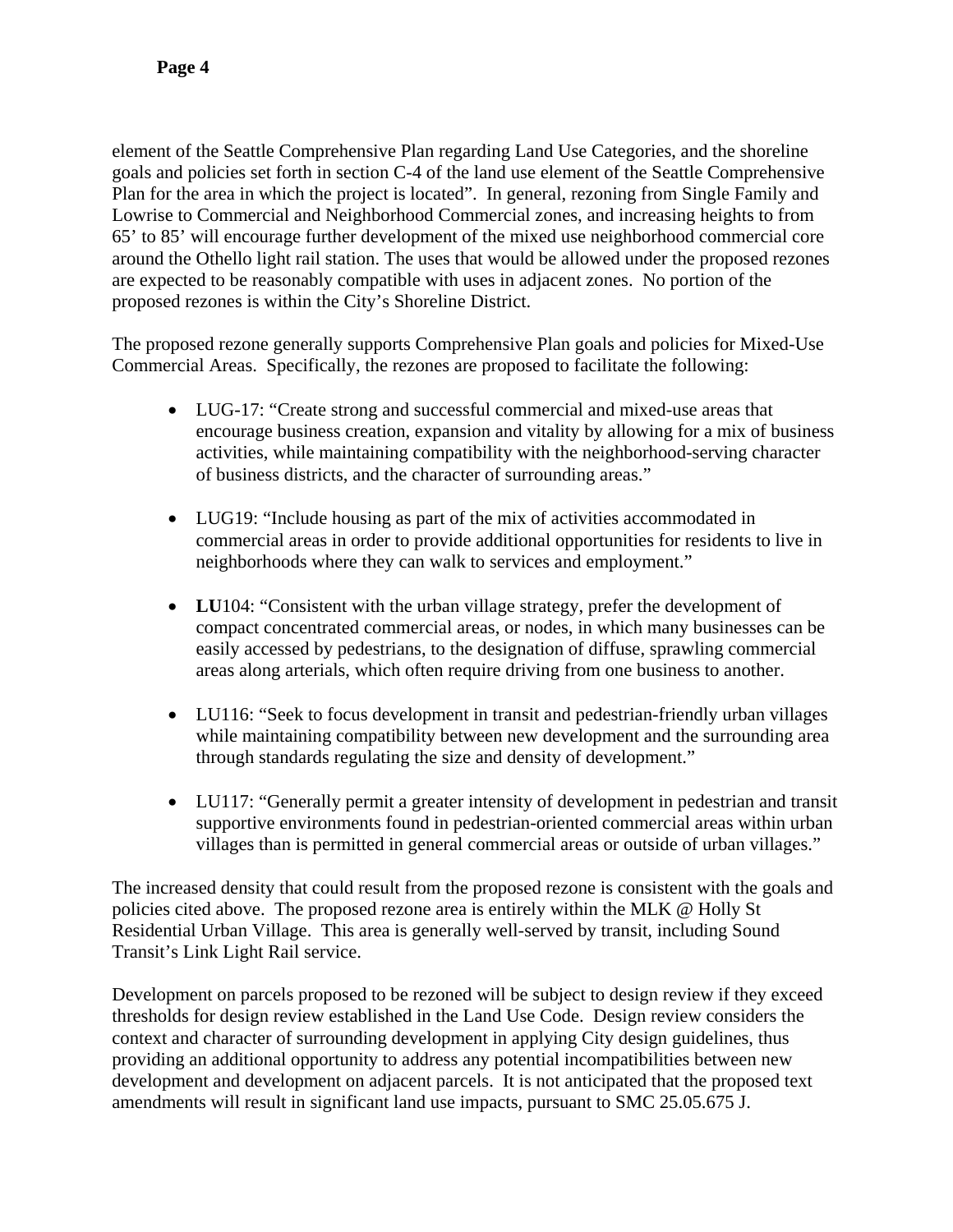element of the Seattle Comprehensive Plan regarding Land Use Categories, and the shoreline goals and policies set forth in section C-4 of the land use element of the Seattle Comprehensive Plan for the area in which the project is located". In general, rezoning from Single Family and Lowrise to Commercial and Neighborhood Commercial zones, and increasing heights to from 65' to 85' will encourage further development of the mixed use neighborhood commercial core around the Othello light rail station. The uses that would be allowed under the proposed rezones are expected to be reasonably compatible with uses in adjacent zones. No portion of the proposed rezones is within the City's Shoreline District.

The proposed rezone generally supports Comprehensive Plan goals and policies for Mixed-Use Commercial Areas. Specifically, the rezones are proposed to facilitate the following:

- LUG-17: "Create strong and successful commercial and mixed-use areas that encourage business creation, expansion and vitality by allowing for a mix of business activities, while maintaining compatibility with the neighborhood-serving character of business districts, and the character of surrounding areas."

- LUG19: "Include housing as part of the mix of activities accommodated in commercial areas in order to provide additional opportunities for residents to live in neighborhoods where they can walk to services and employment."

- **LU**104: "Consistent with the urban village strategy, prefer the development of compact concentrated commercial areas, or nodes, in which many businesses can be easily accessed by pedestrians, to the designation of diffuse, sprawling commercial areas along arterials, which often require driving from one business to another.

- LU116: "Seek to focus development in transit and pedestrian-friendly urban villages while maintaining compatibility between new development and the surrounding area through standards regulating the size and density of development."

- LU117: "Generally permit a greater intensity of development in pedestrian and transit supportive environments found in pedestrian-oriented commercial areas within urban villages than is permitted in general commercial areas or outside of urban villages."

The increased density that could result from the proposed rezone is consistent with the goals and policies cited above. The proposed rezone area is entirely within the MLK @ Holly St Residential Urban Village. This area is generally well-served by transit, including Sound Transit's Link Light Rail service.

Development on parcels proposed to be rezoned will be subject to design review if they exceed thresholds for design review established in the Land Use Code. Design review considers the context and character of surrounding development in applying City design guidelines, thus providing an additional opportunity to address any potential incompatibilities between new development and development on adjacent parcels. It is not anticipated that the proposed text amendments will result in significant land use impacts, pursuant to SMC 25.05.675 J.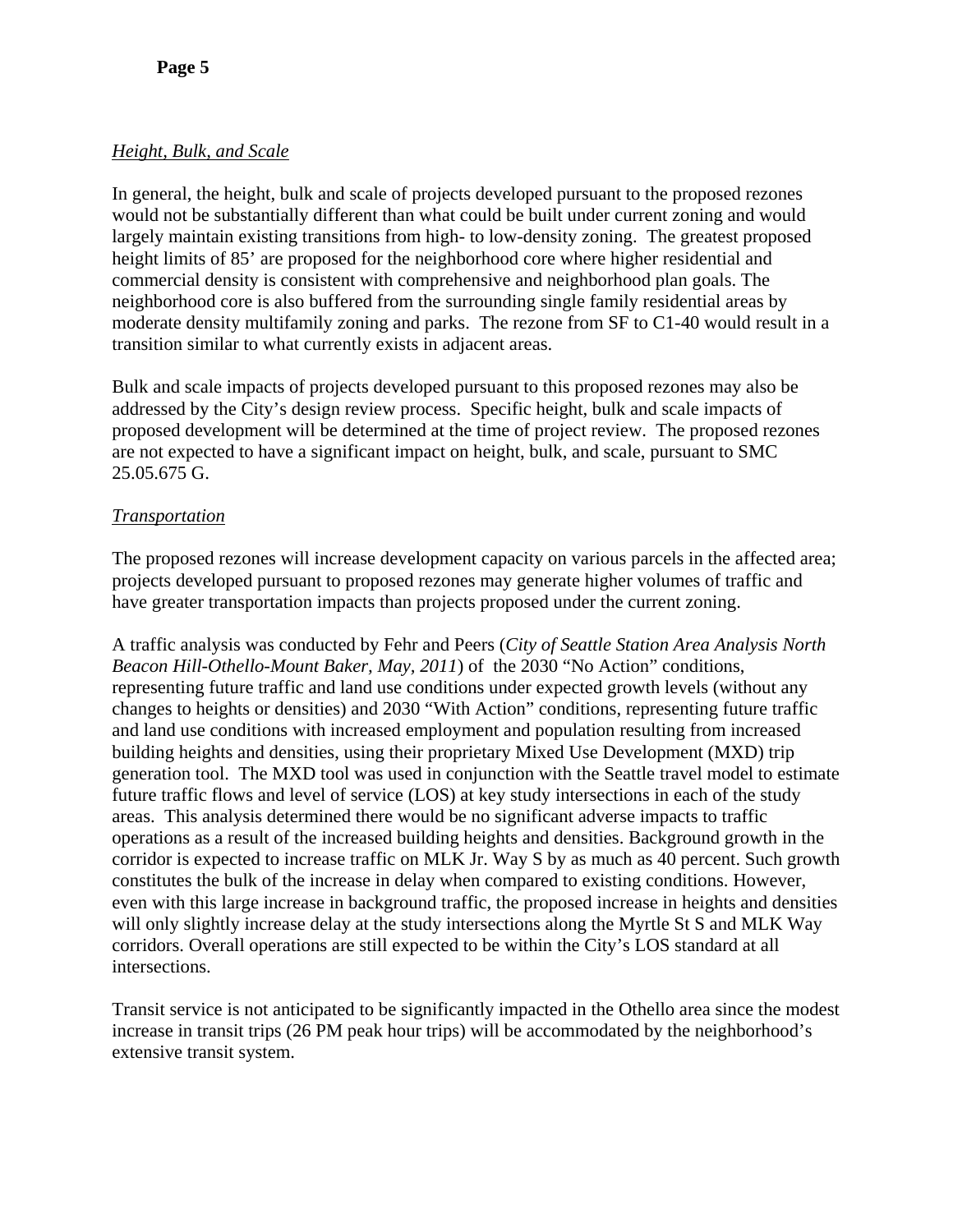*Height, Bulk, and Scale*

In general, the height, bulk and scale of projects developed pursuant to the proposed rezones would not be substantially different than what could be built under current zoning and would largely maintain existing transitions from high- to low-density zoning. The greatest proposed height limits of 85' are proposed for the neighborhood core where higher residential and commercial density is consistent with comprehensive and neighborhood plan goals. The neighborhood core is also buffered from the surrounding single family residential areas by moderate density multifamily zoning and parks. The rezone from SF to C1-40 would result in a transition similar to what currently exists in adjacent areas.

Bulk and scale impacts of projects developed pursuant to this proposed rezones may also be addressed by the City's design review process. Specific height, bulk and scale impacts of proposed development will be determined at the time of project review. The proposed rezones are not expected to have a significant impact on height, bulk, and scale, pursuant to SMC 25.05.675 G.

*Transportation*

The proposed rezones will increase development capacity on various parcels in the affected area; projects developed pursuant to proposed rezones may generate higher volumes of traffic and have greater transportation impacts than projects proposed under the current zoning.

A traffic analysis was conducted by Fehr and Peers (*City of Seattle Station Area Analysis North Beacon Hill-Othello-Mount Baker, May, 2011*) of the 2030 "No Action" conditions, representing future traffic and land use conditions under expected growth levels (without any changes to heights or densities) and 2030 "With Action" conditions, representing future traffic and land use conditions with increased employment and population resulting from increased building heights and densities, using their proprietary Mixed Use Development (MXD) trip generation tool. The MXD tool was used in conjunction with the Seattle travel model to estimate future traffic flows and level of service (LOS) at key study intersections in each of the study areas. This analysis determined there would be no significant adverse impacts to traffic operations as a result of the increased building heights and densities. Background growth in the corridor is expected to increase traffic on MLK Jr. Way S by as much as 40 percent. Such growth constitutes the bulk of the increase in delay when compared to existing conditions. However, even with this large increase in background traffic, the proposed increase in heights and densities will only slightly increase delay at the study intersections along the Myrtle St S and MLK Way corridors. Overall operations are still expected to be within the City's LOS standard at all intersections.

Transit service is not anticipated to be significantly impacted in the Othello area since the modest increase in transit trips (26 PM peak hour trips) will be accommodated by the neighborhood's extensive transit system.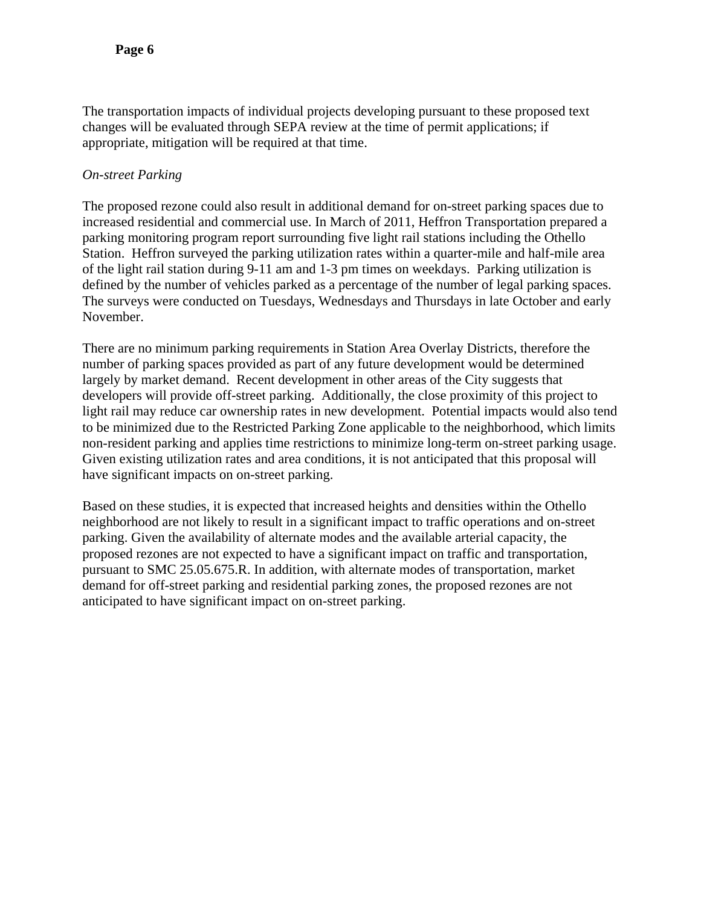The transportation impacts of individual projects developing pursuant to these proposed text changes will be evaluated through SEPA review at the time of permit applications; if appropriate, mitigation will be required at that time.

*On-street Parking*

The proposed rezone could also result in additional demand for on-street parking spaces due to increased residential and commercial use. In March of 2011, Heffron Transportation prepared a parking monitoring program report surrounding five light rail stations including the Othello Station. Heffron surveyed the parking utilization rates within a quarter-mile and half-mile area of the light rail station during 9-11 am and 1-3 pm times on weekdays. Parking utilization is defined by the number of vehicles parked as a percentage of the number of legal parking spaces. The surveys were conducted on Tuesdays, Wednesdays and Thursdays in late October and early November.

There are no minimum parking requirements in Station Area Overlay Districts, therefore the number of parking spaces provided as part of any future development would be determined largely by market demand. Recent development in other areas of the City suggests that developers will provide off-street parking. Additionally, the close proximity of this project to light rail may reduce car ownership rates in new development. Potential impacts would also tend to be minimized due to the Restricted Parking Zone applicable to the neighborhood, which limits non-resident parking and applies time restrictions to minimize long-term on-street parking usage. Given existing utilization rates and area conditions, it is not anticipated that this proposal will have significant impacts on on-street parking.

Based on these studies, it is expected that increased heights and densities within the Othello neighborhood are not likely to result in a significant impact to traffic operations and on-street parking. Given the availability of alternate modes and the available arterial capacity, the proposed rezones are not expected to have a significant impact on traffic and transportation, pursuant to SMC 25.05.675.R. In addition, with alternate modes of transportation, market demand for off-street parking and residential parking zones, the proposed rezones are not anticipated to have significant impact on on-street parking.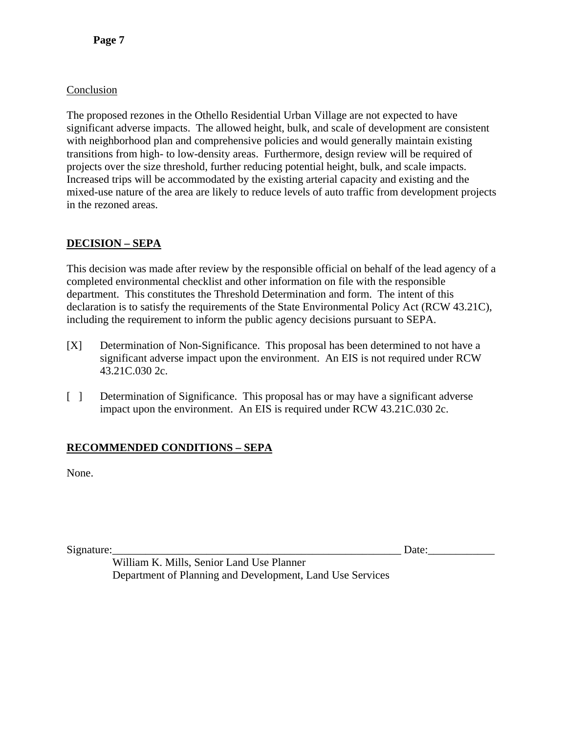Conclusion

The proposed rezones in the Othello Residential Urban Village are not expected to have significant adverse impacts. The allowed height, bulk, and scale of development are consistent with neighborhood plan and comprehensive policies and would generally maintain existing transitions from high- to low-density areas. Furthermore, design review will be required of projects over the size threshold, further reducing potential height, bulk, and scale impacts. Increased trips will be accommodated by the existing arterial capacity and existing and the mixed-use nature of the area are likely to reduce levels of auto traffic from development projects in the rezoned areas.

## DECISION – SEPA

This decision was made after review by the responsible official on behalf of the lead agency of a completed environmental checklist and other information on file with the responsible department. This constitutes the Threshold Determination and form. The intent of this declaration is to satisfy the requirements of the State Environmental Policy Act (RCW 43.21C), including the requirement to inform the public agency decisions pursuant to SEPA.

[X] Determination of Non-Significance. This proposal has been determined to not have a significant adverse impact upon the environment. An EIS is not required under RCW 43.21C.030 2c.

[ ] Determination of Significance. This proposal has or may have a significant adverse impact upon the environment. An EIS is required under RCW 43.21C.030 2c.

## RECOMMENDED CONDITIONS – SEPA

None.

Signature:_______________________________________________________ Date:____________

William K. Mills, Senior Land Use Planner
Department of Planning and Development, Land Use Services